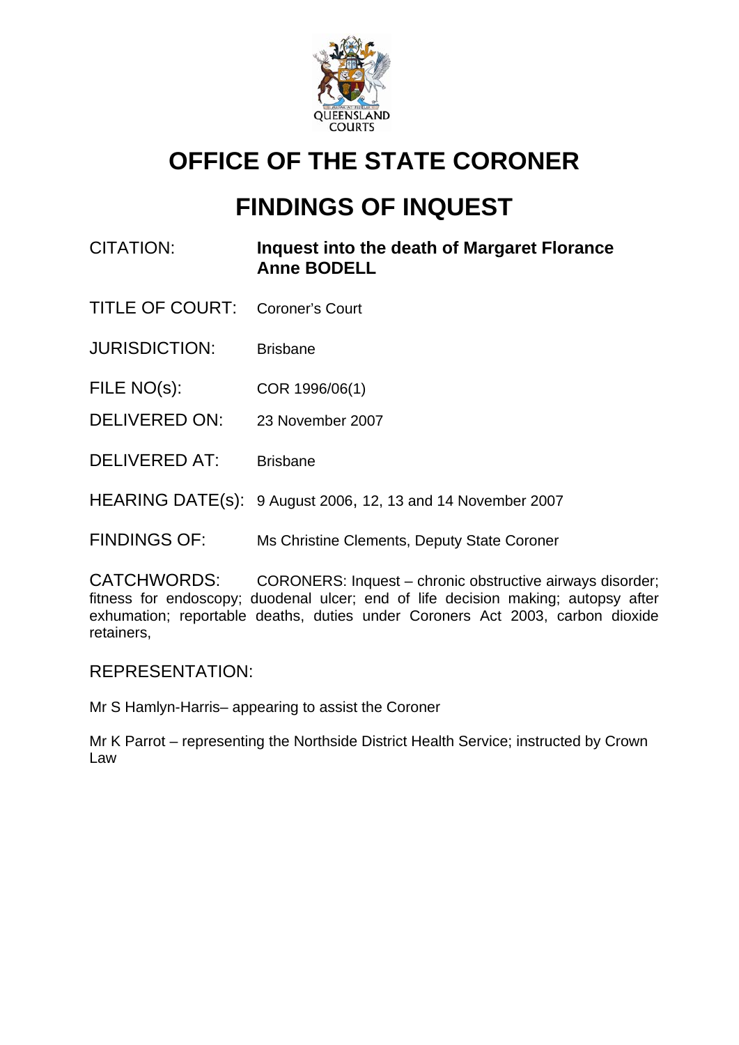# OFFICE OF THE STATE CORONER

# FINDINGS OF INQUEST

| | |
|---|---|
| CITATION: | **Inquest into the death of Margaret Florance Anne BODELL** |
| TITLE OF COURT: | Coroner's Court |
| JURISDICTION: | Brisbane |
| FILE NO(s): | COR 1996/06(1) |
| DELIVERED ON: | 23 November 2007 |
| DELIVERED AT: | Brisbane |
| HEARING DATE(s): | 9 August 2006, 12, 13 and 14 November 2007 |
| FINDINGS OF: | Ms Christine Clements, Deputy State Coroner |

CATCHWORDS: CORONERS: Inquest – chronic obstructive airways disorder; fitness for endoscopy; duodenal ulcer; end of life decision making; autopsy after exhumation; reportable deaths, duties under Coroners Act 2003, carbon dioxide retainers,

REPRESENTATION:

Mr S Hamlyn-Harris– appearing to assist the Coroner

Mr K Parrot – representing the Northside District Health Service; instructed by Crown Law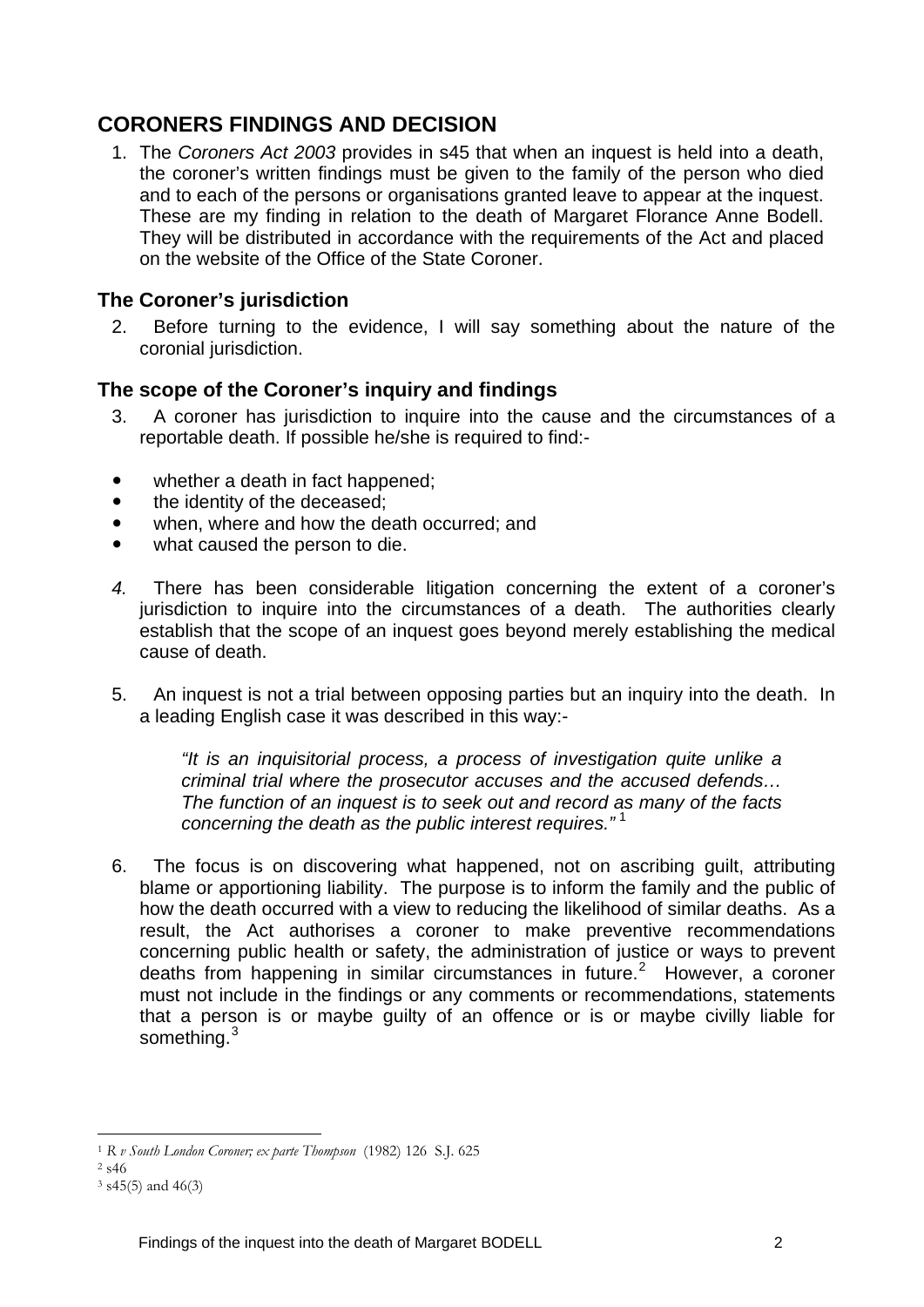## CORONERS FINDINGS AND DECISION

1. The *Coroners Act 2003* provides in s45 that when an inquest is held into a death, the coroner's written findings must be given to the family of the person who died and to each of the persons or organisations granted leave to appear at the inquest. These are my finding in relation to the death of Margaret Florance Anne Bodell. They will be distributed in accordance with the requirements of the Act and placed on the website of the Office of the State Coroner.

### The Coroner's jurisdiction

2. Before turning to the evidence, I will say something about the nature of the coronial jurisdiction.

### The scope of the Coroner's inquiry and findings

3. A coroner has jurisdiction to inquire into the cause and the circumstances of a reportable death. If possible he/she is required to find:-

- whether a death in fact happened;
- the identity of the deceased;
- when, where and how the death occurred; and
- what caused the person to die.

4. There has been considerable litigation concerning the extent of a coroner's jurisdiction to inquire into the circumstances of a death. The authorities clearly establish that the scope of an inquest goes beyond merely establishing the medical cause of death.

5. An inquest is not a trial between opposing parties but an inquiry into the death. In a leading English case it was described in this way:-

> *"It is an inquisitorial process, a process of investigation quite unlike a criminal trial where the prosecutor accuses and the accused defends… The function of an inquest is to seek out and record as many of the facts concerning the death as the public interest requires."* [1]

6. The focus is on discovering what happened, not on ascribing guilt, attributing blame or apportioning liability. The purpose is to inform the family and the public of how the death occurred with a view to reducing the likelihood of similar deaths. As a result, the Act authorises a coroner to make preventive recommendations concerning public health or safety, the administration of justice or ways to prevent deaths from happening in similar circumstances in future.[2] However, a coroner must not include in the findings or any comments or recommendations, statements that a person is or maybe guilty of an offence or is or maybe civilly liable for something.[3]

---

[1] *R v South London Coroner; ex parte Thompson* (1982) 126 S.J. 625

[2] s46

[3] s45(5) and 46(3)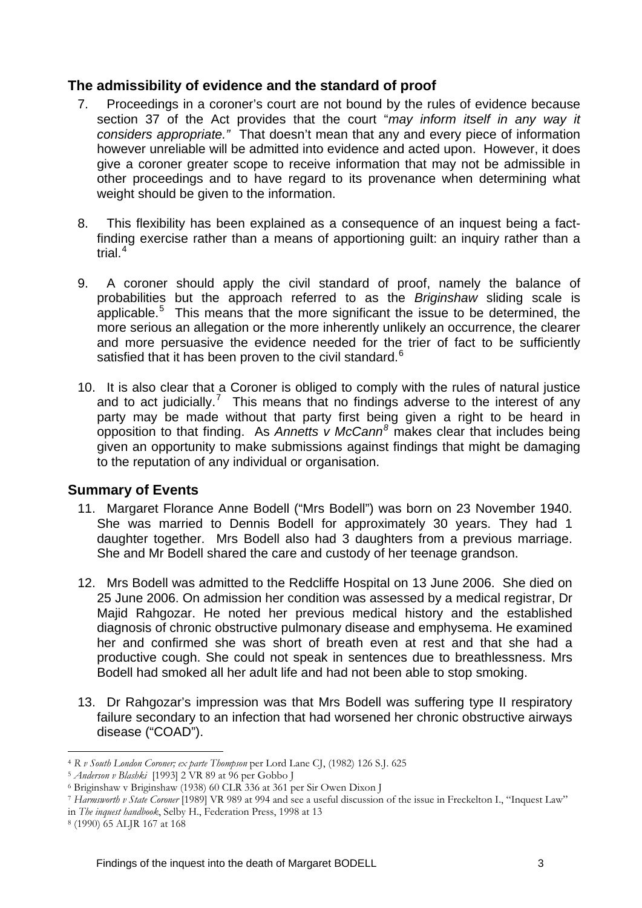## The admissibility of evidence and the standard of proof

7. Proceedings in a coroner's court are not bound by the rules of evidence because section 37 of the Act provides that the court "*may inform itself in any way it considers appropriate."* That doesn't mean that any and every piece of information however unreliable will be admitted into evidence and acted upon. However, it does give a coroner greater scope to receive information that may not be admissible in other proceedings and to have regard to its provenance when determining what weight should be given to the information.

8. This flexibility has been explained as a consequence of an inquest being a fact-finding exercise rather than a means of apportioning guilt: an inquiry rather than a trial.[4]

9. A coroner should apply the civil standard of proof, namely the balance of probabilities but the approach referred to as the *Briginshaw* sliding scale is applicable.[5] This means that the more significant the issue to be determined, the more serious an allegation or the more inherently unlikely an occurrence, the clearer and more persuasive the evidence needed for the trier of fact to be sufficiently satisfied that it has been proven to the civil standard.[6]

10. It is also clear that a Coroner is obliged to comply with the rules of natural justice and to act judicially.[7] This means that no findings adverse to the interest of any party may be made without that party first being given a right to be heard in opposition to that finding. As *Annetts v McCann*[8] makes clear that includes being given an opportunity to make submissions against findings that might be damaging to the reputation of any individual or organisation.

## Summary of Events

11. Margaret Florance Anne Bodell ("Mrs Bodell") was born on 23 November 1940. She was married to Dennis Bodell for approximately 30 years. They had 1 daughter together. Mrs Bodell also had 3 daughters from a previous marriage. She and Mr Bodell shared the care and custody of her teenage grandson.

12. Mrs Bodell was admitted to the Redcliffe Hospital on 13 June 2006. She died on 25 June 2006. On admission her condition was assessed by a medical registrar, Dr Majid Rahgozar. He noted her previous medical history and the established diagnosis of chronic obstructive pulmonary disease and emphysema. He examined her and confirmed she was short of breath even at rest and that she had a productive cough. She could not speak in sentences due to breathlessness. Mrs Bodell had smoked all her adult life and had not been able to stop smoking.

13. Dr Rahgozar's impression was that Mrs Bodell was suffering type II respiratory failure secondary to an infection that had worsened her chronic obstructive airways disease ("COAD").

---

[4] *R v South London Coroner; ex parte Thompson* per Lord Lane CJ, (1982) 126 S.J. 625

[5] *Anderson v Blashki* [1993] 2 VR 89 at 96 per Gobbo J

[6] Briginshaw v Briginshaw (1938) 60 CLR 336 at 361 per Sir Owen Dixon J

[7] *Harmsworth v State Coroner* [1989] VR 989 at 994 and see a useful discussion of the issue in Freckelton I., "Inquest Law" in *The inquest handbook*, Selby H., Federation Press, 1998 at 13

[8] (1990) 65 ALJR 167 at 168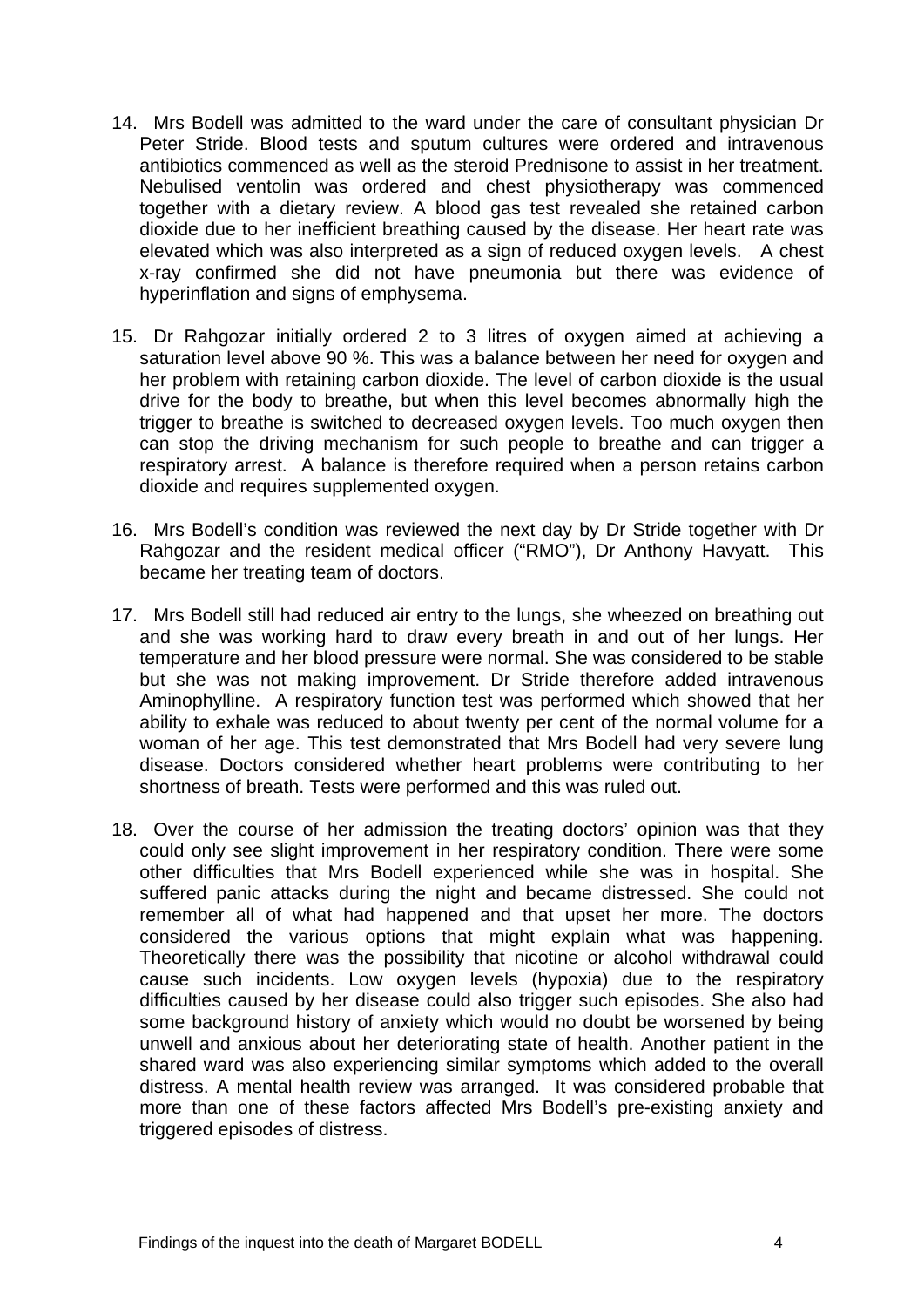14. Mrs Bodell was admitted to the ward under the care of consultant physician Dr Peter Stride. Blood tests and sputum cultures were ordered and intravenous antibiotics commenced as well as the steroid Prednisone to assist in her treatment. Nebulised ventolin was ordered and chest physiotherapy was commenced together with a dietary review. A blood gas test revealed she retained carbon dioxide due to her inefficient breathing caused by the disease. Her heart rate was elevated which was also interpreted as a sign of reduced oxygen levels. A chest x-ray confirmed she did not have pneumonia but there was evidence of hyperinflation and signs of emphysema.

15. Dr Rahgozar initially ordered 2 to 3 litres of oxygen aimed at achieving a saturation level above 90 %. This was a balance between her need for oxygen and her problem with retaining carbon dioxide. The level of carbon dioxide is the usual drive for the body to breathe, but when this level becomes abnormally high the trigger to breathe is switched to decreased oxygen levels. Too much oxygen then can stop the driving mechanism for such people to breathe and can trigger a respiratory arrest. A balance is therefore required when a person retains carbon dioxide and requires supplemented oxygen.

16. Mrs Bodell's condition was reviewed the next day by Dr Stride together with Dr Rahgozar and the resident medical officer ("RMO"), Dr Anthony Havyatt. This became her treating team of doctors.

17. Mrs Bodell still had reduced air entry to the lungs, she wheezed on breathing out and she was working hard to draw every breath in and out of her lungs. Her temperature and her blood pressure were normal. She was considered to be stable but she was not making improvement. Dr Stride therefore added intravenous Aminophylline. A respiratory function test was performed which showed that her ability to exhale was reduced to about twenty per cent of the normal volume for a woman of her age. This test demonstrated that Mrs Bodell had very severe lung disease. Doctors considered whether heart problems were contributing to her shortness of breath. Tests were performed and this was ruled out.

18. Over the course of her admission the treating doctors' opinion was that they could only see slight improvement in her respiratory condition. There were some other difficulties that Mrs Bodell experienced while she was in hospital. She suffered panic attacks during the night and became distressed. She could not remember all of what had happened and that upset her more. The doctors considered the various options that might explain what was happening. Theoretically there was the possibility that nicotine or alcohol withdrawal could cause such incidents. Low oxygen levels (hypoxia) due to the respiratory difficulties caused by her disease could also trigger such episodes. She also had some background history of anxiety which would no doubt be worsened by being unwell and anxious about her deteriorating state of health. Another patient in the shared ward was also experiencing similar symptoms which added to the overall distress. A mental health review was arranged. It was considered probable that more than one of these factors affected Mrs Bodell's pre-existing anxiety and triggered episodes of distress.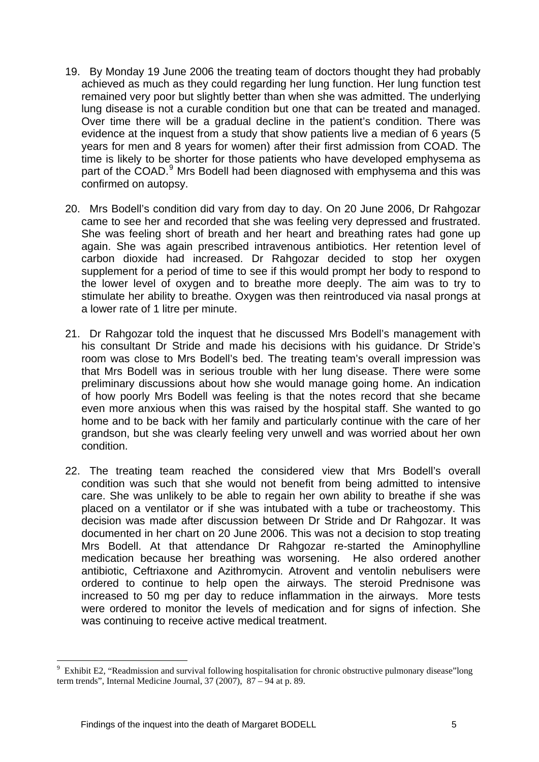19. By Monday 19 June 2006 the treating team of doctors thought they had probably achieved as much as they could regarding her lung function. Her lung function test remained very poor but slightly better than when she was admitted. The underlying lung disease is not a curable condition but one that can be treated and managed. Over time there will be a gradual decline in the patient's condition. There was evidence at the inquest from a study that show patients live a median of 6 years (5 years for men and 8 years for women) after their first admission from COAD. The time is likely to be shorter for those patients who have developed emphysema as part of the COAD.[9] Mrs Bodell had been diagnosed with emphysema and this was confirmed on autopsy.

20. Mrs Bodell's condition did vary from day to day. On 20 June 2006, Dr Rahgozar came to see her and recorded that she was feeling very depressed and frustrated. She was feeling short of breath and her heart and breathing rates had gone up again. She was again prescribed intravenous antibiotics. Her retention level of carbon dioxide had increased. Dr Rahgozar decided to stop her oxygen supplement for a period of time to see if this would prompt her body to respond to the lower level of oxygen and to breathe more deeply. The aim was to try to stimulate her ability to breathe. Oxygen was then reintroduced via nasal prongs at a lower rate of 1 litre per minute.

21. Dr Rahgozar told the inquest that he discussed Mrs Bodell's management with his consultant Dr Stride and made his decisions with his guidance. Dr Stride's room was close to Mrs Bodell's bed. The treating team's overall impression was that Mrs Bodell was in serious trouble with her lung disease. There were some preliminary discussions about how she would manage going home. An indication of how poorly Mrs Bodell was feeling is that the notes record that she became even more anxious when this was raised by the hospital staff. She wanted to go home and to be back with her family and particularly continue with the care of her grandson, but she was clearly feeling very unwell and was worried about her own condition.

22. The treating team reached the considered view that Mrs Bodell's overall condition was such that she would not benefit from being admitted to intensive care. She was unlikely to be able to regain her own ability to breathe if she was placed on a ventilator or if she was intubated with a tube or tracheostomy. This decision was made after discussion between Dr Stride and Dr Rahgozar. It was documented in her chart on 20 June 2006. This was not a decision to stop treating Mrs Bodell. At that attendance Dr Rahgozar re-started the Aminophylline medication because her breathing was worsening. He also ordered another antibiotic, Ceftriaxone and Azithromycin. Atrovent and ventolin nebulisers were ordered to continue to help open the airways. The steroid Prednisone was increased to 50 mg per day to reduce inflammation in the airways. More tests were ordered to monitor the levels of medication and for signs of infection. She was continuing to receive active medical treatment.

---

[9] Exhibit E2, "Readmission and survival following hospitalisation for chronic obstructive pulmonary disease"long term trends", Internal Medicine Journal, 37 (2007), 87 – 94 at p. 89.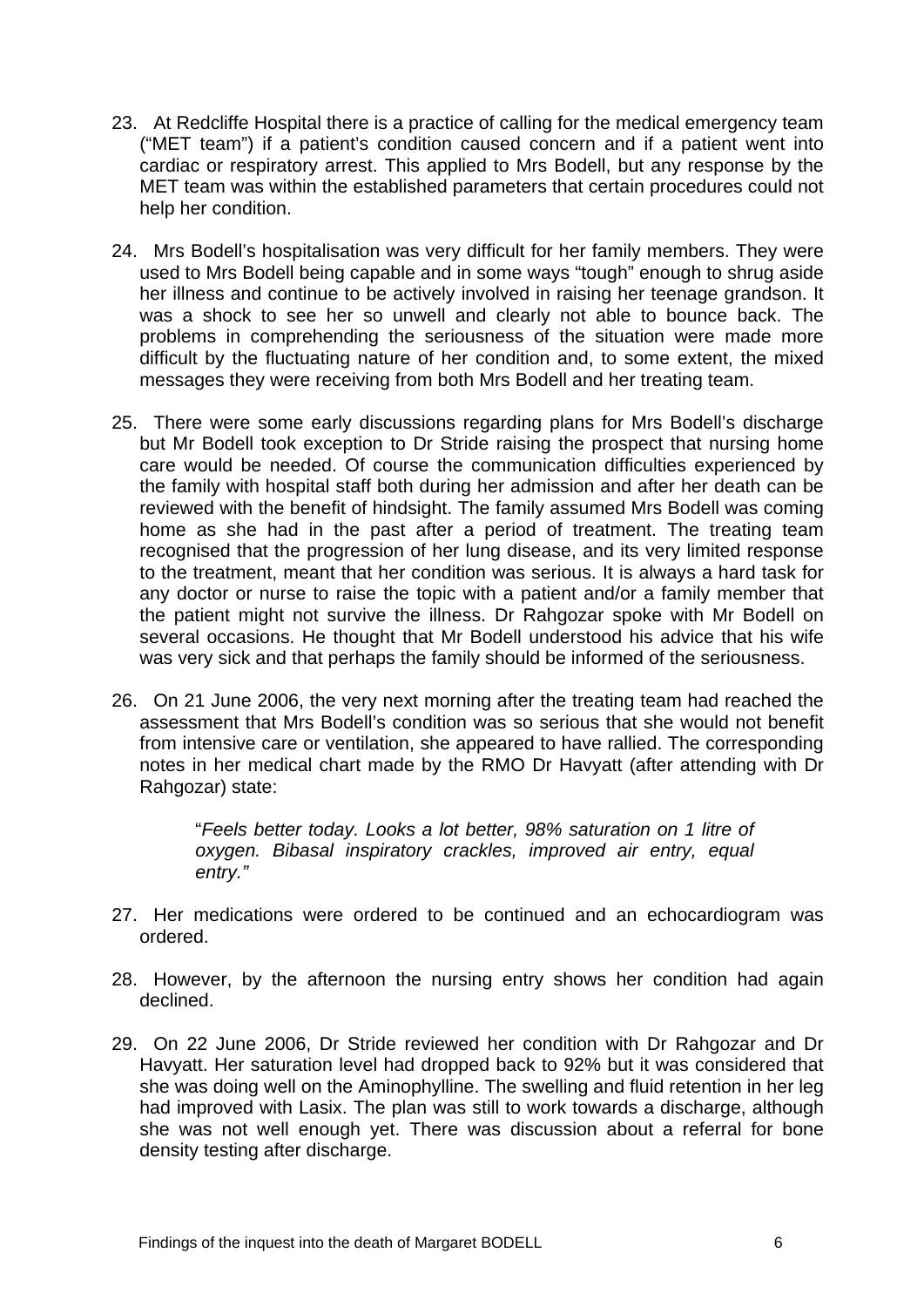23. At Redcliffe Hospital there is a practice of calling for the medical emergency team ("MET team") if a patient's condition caused concern and if a patient went into cardiac or respiratory arrest. This applied to Mrs Bodell, but any response by the MET team was within the established parameters that certain procedures could not help her condition.

24. Mrs Bodell's hospitalisation was very difficult for her family members. They were used to Mrs Bodell being capable and in some ways "tough" enough to shrug aside her illness and continue to be actively involved in raising her teenage grandson. It was a shock to see her so unwell and clearly not able to bounce back. The problems in comprehending the seriousness of the situation were made more difficult by the fluctuating nature of her condition and, to some extent, the mixed messages they were receiving from both Mrs Bodell and her treating team.

25. There were some early discussions regarding plans for Mrs Bodell's discharge but Mr Bodell took exception to Dr Stride raising the prospect that nursing home care would be needed. Of course the communication difficulties experienced by the family with hospital staff both during her admission and after her death can be reviewed with the benefit of hindsight. The family assumed Mrs Bodell was coming home as she had in the past after a period of treatment. The treating team recognised that the progression of her lung disease, and its very limited response to the treatment, meant that her condition was serious. It is always a hard task for any doctor or nurse to raise the topic with a patient and/or a family member that the patient might not survive the illness. Dr Rahgozar spoke with Mr Bodell on several occasions. He thought that Mr Bodell understood his advice that his wife was very sick and that perhaps the family should be informed of the seriousness.

26. On 21 June 2006, the very next morning after the treating team had reached the assessment that Mrs Bodell's condition was so serious that she would not benefit from intensive care or ventilation, she appeared to have rallied. The corresponding notes in her medical chart made by the RMO Dr Havyatt (after attending with Dr Rahgozar) state:

> "*Feels better today. Looks a lot better, 98% saturation on 1 litre of oxygen. Bibasal inspiratory crackles, improved air entry, equal entry."*

27. Her medications were ordered to be continued and an echocardiogram was ordered.

28. However, by the afternoon the nursing entry shows her condition had again declined.

29. On 22 June 2006, Dr Stride reviewed her condition with Dr Rahgozar and Dr Havyatt. Her saturation level had dropped back to 92% but it was considered that she was doing well on the Aminophylline. The swelling and fluid retention in her leg had improved with Lasix. The plan was still to work towards a discharge, although she was not well enough yet. There was discussion about a referral for bone density testing after discharge.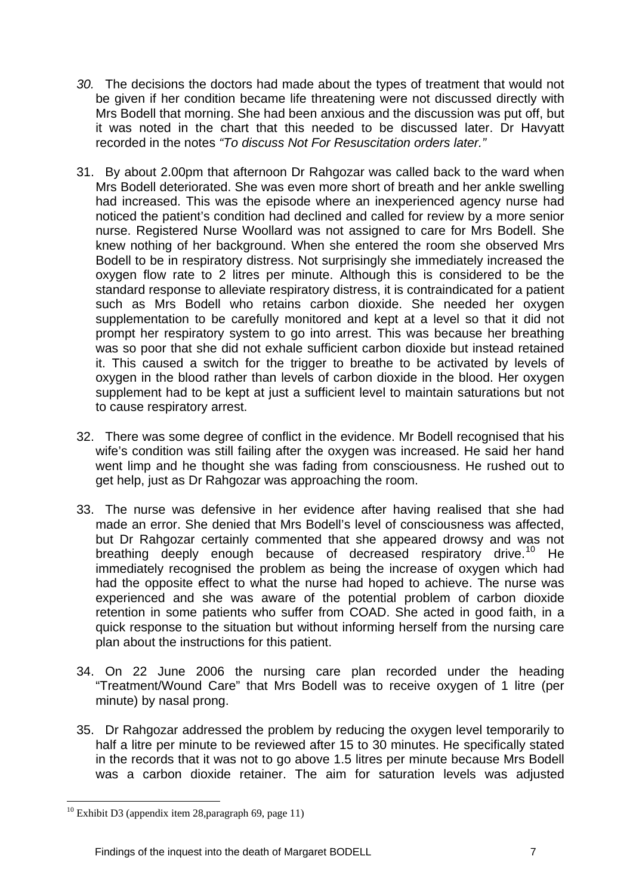*30.* The decisions the doctors had made about the types of treatment that would not be given if her condition became life threatening were not discussed directly with Mrs Bodell that morning. She had been anxious and the discussion was put off, but it was noted in the chart that this needed to be discussed later. Dr Havyatt recorded in the notes *"To discuss Not For Resuscitation orders later."*

31. By about 2.00pm that afternoon Dr Rahgozar was called back to the ward when Mrs Bodell deteriorated. She was even more short of breath and her ankle swelling had increased. This was the episode where an inexperienced agency nurse had noticed the patient's condition had declined and called for review by a more senior nurse. Registered Nurse Woollard was not assigned to care for Mrs Bodell. She knew nothing of her background. When she entered the room she observed Mrs Bodell to be in respiratory distress. Not surprisingly she immediately increased the oxygen flow rate to 2 litres per minute. Although this is considered to be the standard response to alleviate respiratory distress, it is contraindicated for a patient such as Mrs Bodell who retains carbon dioxide. She needed her oxygen supplementation to be carefully monitored and kept at a level so that it did not prompt her respiratory system to go into arrest. This was because her breathing was so poor that she did not exhale sufficient carbon dioxide but instead retained it. This caused a switch for the trigger to breathe to be activated by levels of oxygen in the blood rather than levels of carbon dioxide in the blood. Her oxygen supplement had to be kept at just a sufficient level to maintain saturations but not to cause respiratory arrest.

32. There was some degree of conflict in the evidence. Mr Bodell recognised that his wife's condition was still failing after the oxygen was increased. He said her hand went limp and he thought she was fading from consciousness. He rushed out to get help, just as Dr Rahgozar was approaching the room.

33. The nurse was defensive in her evidence after having realised that she had made an error. She denied that Mrs Bodell's level of consciousness was affected, but Dr Rahgozar certainly commented that she appeared drowsy and was not breathing deeply enough because of decreased respiratory drive.[10] He immediately recognised the problem as being the increase of oxygen which had had the opposite effect to what the nurse had hoped to achieve. The nurse was experienced and she was aware of the potential problem of carbon dioxide retention in some patients who suffer from COAD. She acted in good faith, in a quick response to the situation but without informing herself from the nursing care plan about the instructions for this patient.

34. On 22 June 2006 the nursing care plan recorded under the heading "Treatment/Wound Care" that Mrs Bodell was to receive oxygen of 1 litre (per minute) by nasal prong.

35. Dr Rahgozar addressed the problem by reducing the oxygen level temporarily to half a litre per minute to be reviewed after 15 to 30 minutes. He specifically stated in the records that it was not to go above 1.5 litres per minute because Mrs Bodell was a carbon dioxide retainer. The aim for saturation levels was adjusted

---

[10] Exhibit D3 (appendix item 28,paragraph 69, page 11)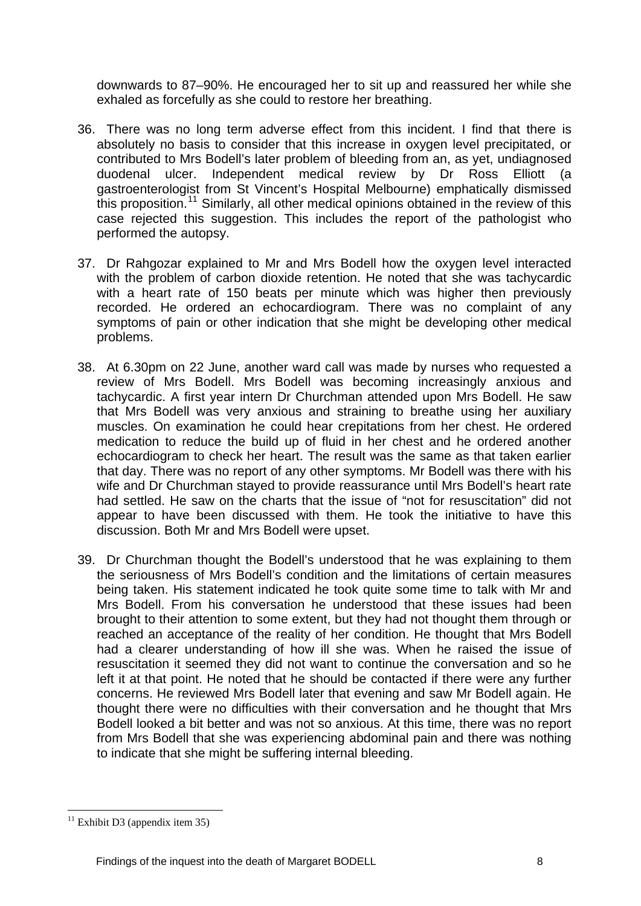downwards to 87–90%. He encouraged her to sit up and reassured her while she exhaled as forcefully as she could to restore her breathing.

36. There was no long term adverse effect from this incident. I find that there is absolutely no basis to consider that this increase in oxygen level precipitated, or contributed to Mrs Bodell's later problem of bleeding from an, as yet, undiagnosed duodenal ulcer. Independent medical review by Dr Ross Elliott (a gastroenterologist from St Vincent's Hospital Melbourne) emphatically dismissed this proposition.[11] Similarly, all other medical opinions obtained in the review of this case rejected this suggestion. This includes the report of the pathologist who performed the autopsy.

37. Dr Rahgozar explained to Mr and Mrs Bodell how the oxygen level interacted with the problem of carbon dioxide retention. He noted that she was tachycardic with a heart rate of 150 beats per minute which was higher then previously recorded. He ordered an echocardiogram. There was no complaint of any symptoms of pain or other indication that she might be developing other medical problems.

38. At 6.30pm on 22 June, another ward call was made by nurses who requested a review of Mrs Bodell. Mrs Bodell was becoming increasingly anxious and tachycardic. A first year intern Dr Churchman attended upon Mrs Bodell. He saw that Mrs Bodell was very anxious and straining to breathe using her auxiliary muscles. On examination he could hear crepitations from her chest. He ordered medication to reduce the build up of fluid in her chest and he ordered another echocardiogram to check her heart. The result was the same as that taken earlier that day. There was no report of any other symptoms. Mr Bodell was there with his wife and Dr Churchman stayed to provide reassurance until Mrs Bodell's heart rate had settled. He saw on the charts that the issue of "not for resuscitation" did not appear to have been discussed with them. He took the initiative to have this discussion. Both Mr and Mrs Bodell were upset.

39. Dr Churchman thought the Bodell's understood that he was explaining to them the seriousness of Mrs Bodell's condition and the limitations of certain measures being taken. His statement indicated he took quite some time to talk with Mr and Mrs Bodell. From his conversation he understood that these issues had been brought to their attention to some extent, but they had not thought them through or reached an acceptance of the reality of her condition. He thought that Mrs Bodell had a clearer understanding of how ill she was. When he raised the issue of resuscitation it seemed they did not want to continue the conversation and so he left it at that point. He noted that he should be contacted if there were any further concerns. He reviewed Mrs Bodell later that evening and saw Mr Bodell again. He thought there were no difficulties with their conversation and he thought that Mrs Bodell looked a bit better and was not so anxious. At this time, there was no report from Mrs Bodell that she was experiencing abdominal pain and there was nothing to indicate that she might be suffering internal bleeding.

[11] Exhibit D3 (appendix item 35)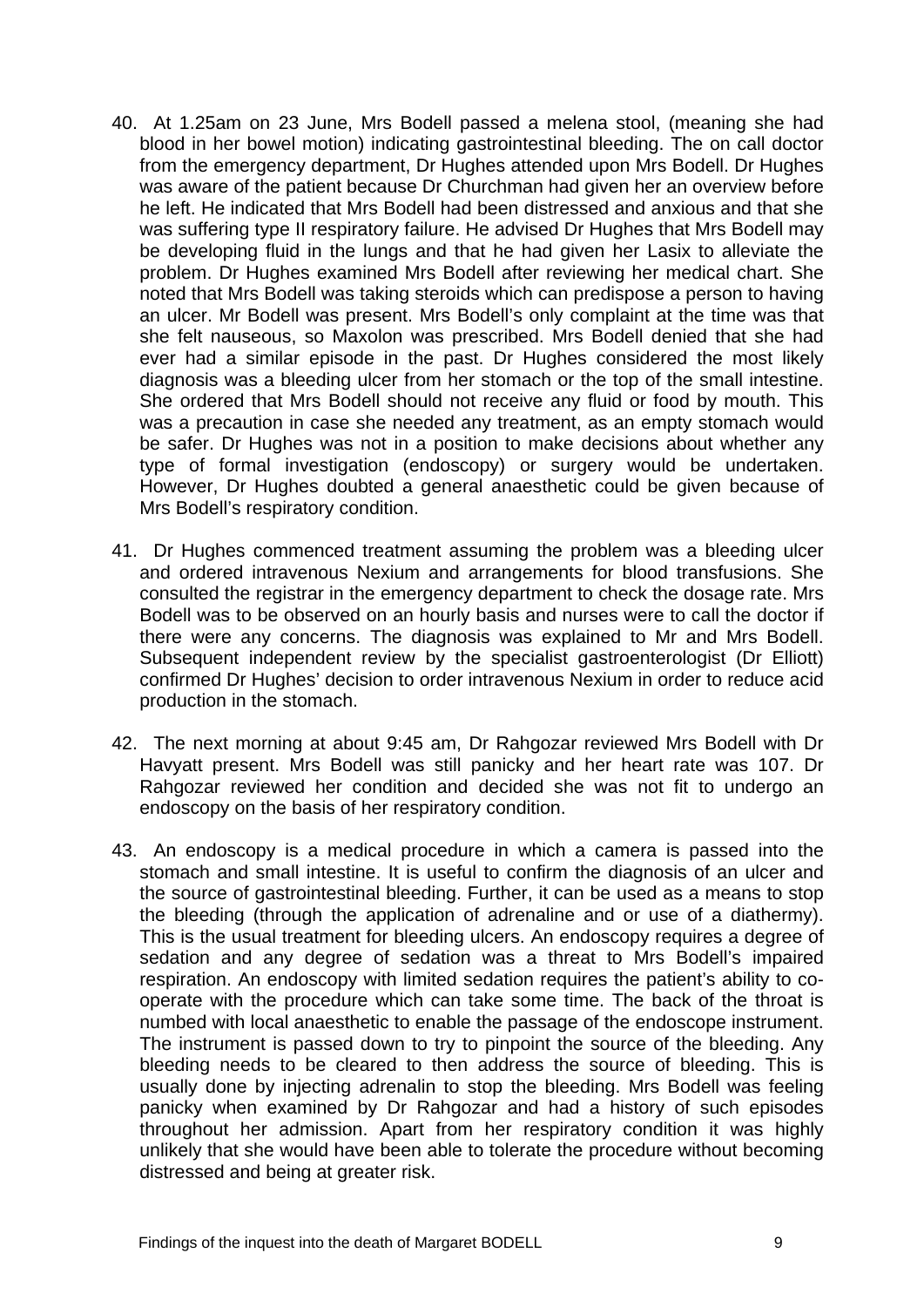40. At 1.25am on 23 June, Mrs Bodell passed a melena stool, (meaning she had blood in her bowel motion) indicating gastrointestinal bleeding. The on call doctor from the emergency department, Dr Hughes attended upon Mrs Bodell. Dr Hughes was aware of the patient because Dr Churchman had given her an overview before he left. He indicated that Mrs Bodell had been distressed and anxious and that she was suffering type II respiratory failure. He advised Dr Hughes that Mrs Bodell may be developing fluid in the lungs and that he had given her Lasix to alleviate the problem. Dr Hughes examined Mrs Bodell after reviewing her medical chart. She noted that Mrs Bodell was taking steroids which can predispose a person to having an ulcer. Mr Bodell was present. Mrs Bodell's only complaint at the time was that she felt nauseous, so Maxolon was prescribed. Mrs Bodell denied that she had ever had a similar episode in the past. Dr Hughes considered the most likely diagnosis was a bleeding ulcer from her stomach or the top of the small intestine. She ordered that Mrs Bodell should not receive any fluid or food by mouth. This was a precaution in case she needed any treatment, as an empty stomach would be safer. Dr Hughes was not in a position to make decisions about whether any type of formal investigation (endoscopy) or surgery would be undertaken. However, Dr Hughes doubted a general anaesthetic could be given because of Mrs Bodell's respiratory condition.

41. Dr Hughes commenced treatment assuming the problem was a bleeding ulcer and ordered intravenous Nexium and arrangements for blood transfusions. She consulted the registrar in the emergency department to check the dosage rate. Mrs Bodell was to be observed on an hourly basis and nurses were to call the doctor if there were any concerns. The diagnosis was explained to Mr and Mrs Bodell. Subsequent independent review by the specialist gastroenterologist (Dr Elliott) confirmed Dr Hughes' decision to order intravenous Nexium in order to reduce acid production in the stomach.

42. The next morning at about 9:45 am, Dr Rahgozar reviewed Mrs Bodell with Dr Havyatt present. Mrs Bodell was still panicky and her heart rate was 107. Dr Rahgozar reviewed her condition and decided she was not fit to undergo an endoscopy on the basis of her respiratory condition.

43. An endoscopy is a medical procedure in which a camera is passed into the stomach and small intestine. It is useful to confirm the diagnosis of an ulcer and the source of gastrointestinal bleeding. Further, it can be used as a means to stop the bleeding (through the application of adrenaline and or use of a diathermy). This is the usual treatment for bleeding ulcers. An endoscopy requires a degree of sedation and any degree of sedation was a threat to Mrs Bodell's impaired respiration. An endoscopy with limited sedation requires the patient's ability to co-operate with the procedure which can take some time. The back of the throat is numbed with local anaesthetic to enable the passage of the endoscope instrument. The instrument is passed down to try to pinpoint the source of the bleeding. Any bleeding needs to be cleared to then address the source of bleeding. This is usually done by injecting adrenalin to stop the bleeding. Mrs Bodell was feeling panicky when examined by Dr Rahgozar and had a history of such episodes throughout her admission. Apart from her respiratory condition it was highly unlikely that she would have been able to tolerate the procedure without becoming distressed and being at greater risk.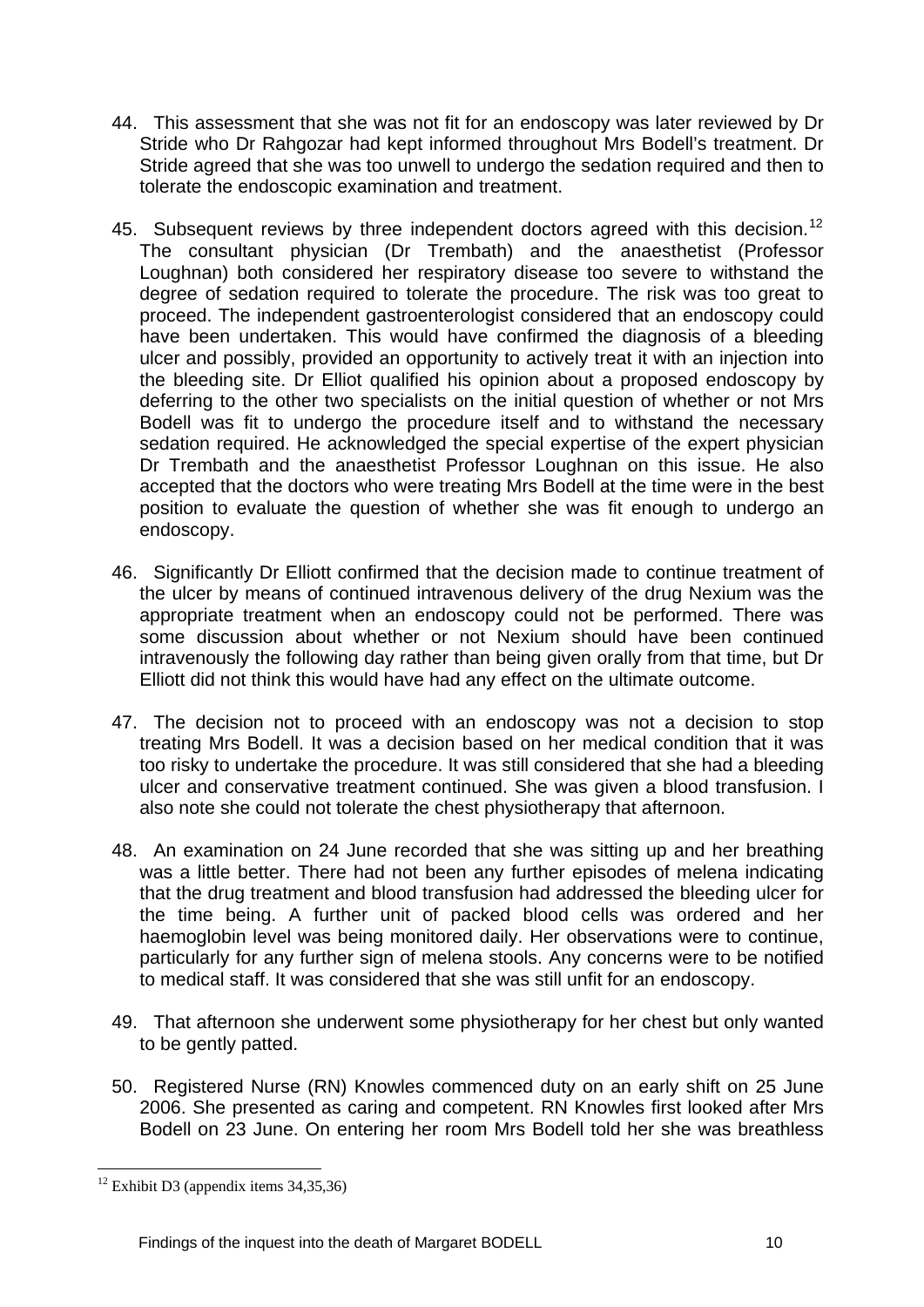44. This assessment that she was not fit for an endoscopy was later reviewed by Dr Stride who Dr Rahgozar had kept informed throughout Mrs Bodell's treatment. Dr Stride agreed that she was too unwell to undergo the sedation required and then to tolerate the endoscopic examination and treatment.

45. Subsequent reviews by three independent doctors agreed with this decision.[12] The consultant physician (Dr Trembath) and the anaesthetist (Professor Loughnan) both considered her respiratory disease too severe to withstand the degree of sedation required to tolerate the procedure. The risk was too great to proceed. The independent gastroenterologist considered that an endoscopy could have been undertaken. This would have confirmed the diagnosis of a bleeding ulcer and possibly, provided an opportunity to actively treat it with an injection into the bleeding site. Dr Elliot qualified his opinion about a proposed endoscopy by deferring to the other two specialists on the initial question of whether or not Mrs Bodell was fit to undergo the procedure itself and to withstand the necessary sedation required. He acknowledged the special expertise of the expert physician Dr Trembath and the anaesthetist Professor Loughnan on this issue. He also accepted that the doctors who were treating Mrs Bodell at the time were in the best position to evaluate the question of whether she was fit enough to undergo an endoscopy.

46. Significantly Dr Elliott confirmed that the decision made to continue treatment of the ulcer by means of continued intravenous delivery of the drug Nexium was the appropriate treatment when an endoscopy could not be performed. There was some discussion about whether or not Nexium should have been continued intravenously the following day rather than being given orally from that time, but Dr Elliott did not think this would have had any effect on the ultimate outcome.

47. The decision not to proceed with an endoscopy was not a decision to stop treating Mrs Bodell. It was a decision based on her medical condition that it was too risky to undertake the procedure. It was still considered that she had a bleeding ulcer and conservative treatment continued. She was given a blood transfusion. I also note she could not tolerate the chest physiotherapy that afternoon.

48. An examination on 24 June recorded that she was sitting up and her breathing was a little better. There had not been any further episodes of melena indicating that the drug treatment and blood transfusion had addressed the bleeding ulcer for the time being. A further unit of packed blood cells was ordered and her haemoglobin level was being monitored daily. Her observations were to continue, particularly for any further sign of melena stools. Any concerns were to be notified to medical staff. It was considered that she was still unfit for an endoscopy.

49. That afternoon she underwent some physiotherapy for her chest but only wanted to be gently patted.

50. Registered Nurse (RN) Knowles commenced duty on an early shift on 25 June 2006. She presented as caring and competent. RN Knowles first looked after Mrs Bodell on 23 June. On entering her room Mrs Bodell told her she was breathless

---

[12] Exhibit D3 (appendix items 34,35,36)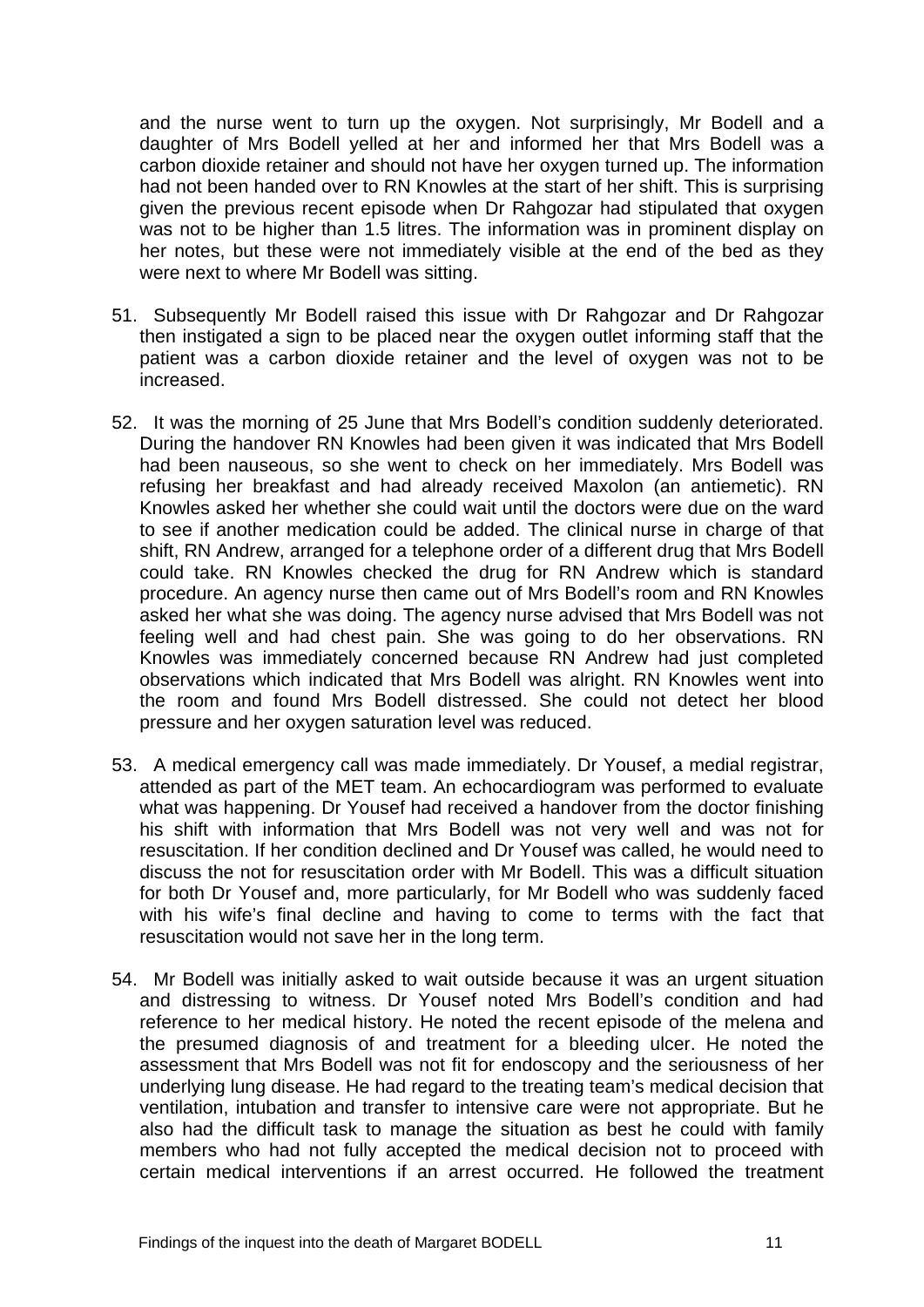and the nurse went to turn up the oxygen. Not surprisingly, Mr Bodell and a daughter of Mrs Bodell yelled at her and informed her that Mrs Bodell was a carbon dioxide retainer and should not have her oxygen turned up. The information had not been handed over to RN Knowles at the start of her shift. This is surprising given the previous recent episode when Dr Rahgozar had stipulated that oxygen was not to be higher than 1.5 litres. The information was in prominent display on her notes, but these were not immediately visible at the end of the bed as they were next to where Mr Bodell was sitting.

51. Subsequently Mr Bodell raised this issue with Dr Rahgozar and Dr Rahgozar then instigated a sign to be placed near the oxygen outlet informing staff that the patient was a carbon dioxide retainer and the level of oxygen was not to be increased.

52. It was the morning of 25 June that Mrs Bodell's condition suddenly deteriorated. During the handover RN Knowles had been given it was indicated that Mrs Bodell had been nauseous, so she went to check on her immediately. Mrs Bodell was refusing her breakfast and had already received Maxolon (an antiemetic). RN Knowles asked her whether she could wait until the doctors were due on the ward to see if another medication could be added. The clinical nurse in charge of that shift, RN Andrew, arranged for a telephone order of a different drug that Mrs Bodell could take. RN Knowles checked the drug for RN Andrew which is standard procedure. An agency nurse then came out of Mrs Bodell's room and RN Knowles asked her what she was doing. The agency nurse advised that Mrs Bodell was not feeling well and had chest pain. She was going to do her observations. RN Knowles was immediately concerned because RN Andrew had just completed observations which indicated that Mrs Bodell was alright. RN Knowles went into the room and found Mrs Bodell distressed. She could not detect her blood pressure and her oxygen saturation level was reduced.

53. A medical emergency call was made immediately. Dr Yousef, a medial registrar, attended as part of the MET team. An echocardiogram was performed to evaluate what was happening. Dr Yousef had received a handover from the doctor finishing his shift with information that Mrs Bodell was not very well and was not for resuscitation. If her condition declined and Dr Yousef was called, he would need to discuss the not for resuscitation order with Mr Bodell. This was a difficult situation for both Dr Yousef and, more particularly, for Mr Bodell who was suddenly faced with his wife's final decline and having to come to terms with the fact that resuscitation would not save her in the long term.

54. Mr Bodell was initially asked to wait outside because it was an urgent situation and distressing to witness. Dr Yousef noted Mrs Bodell's condition and had reference to her medical history. He noted the recent episode of the melena and the presumed diagnosis of and treatment for a bleeding ulcer. He noted the assessment that Mrs Bodell was not fit for endoscopy and the seriousness of her underlying lung disease. He had regard to the treating team's medical decision that ventilation, intubation and transfer to intensive care were not appropriate. But he also had the difficult task to manage the situation as best he could with family members who had not fully accepted the medical decision not to proceed with certain medical interventions if an arrest occurred. He followed the treatment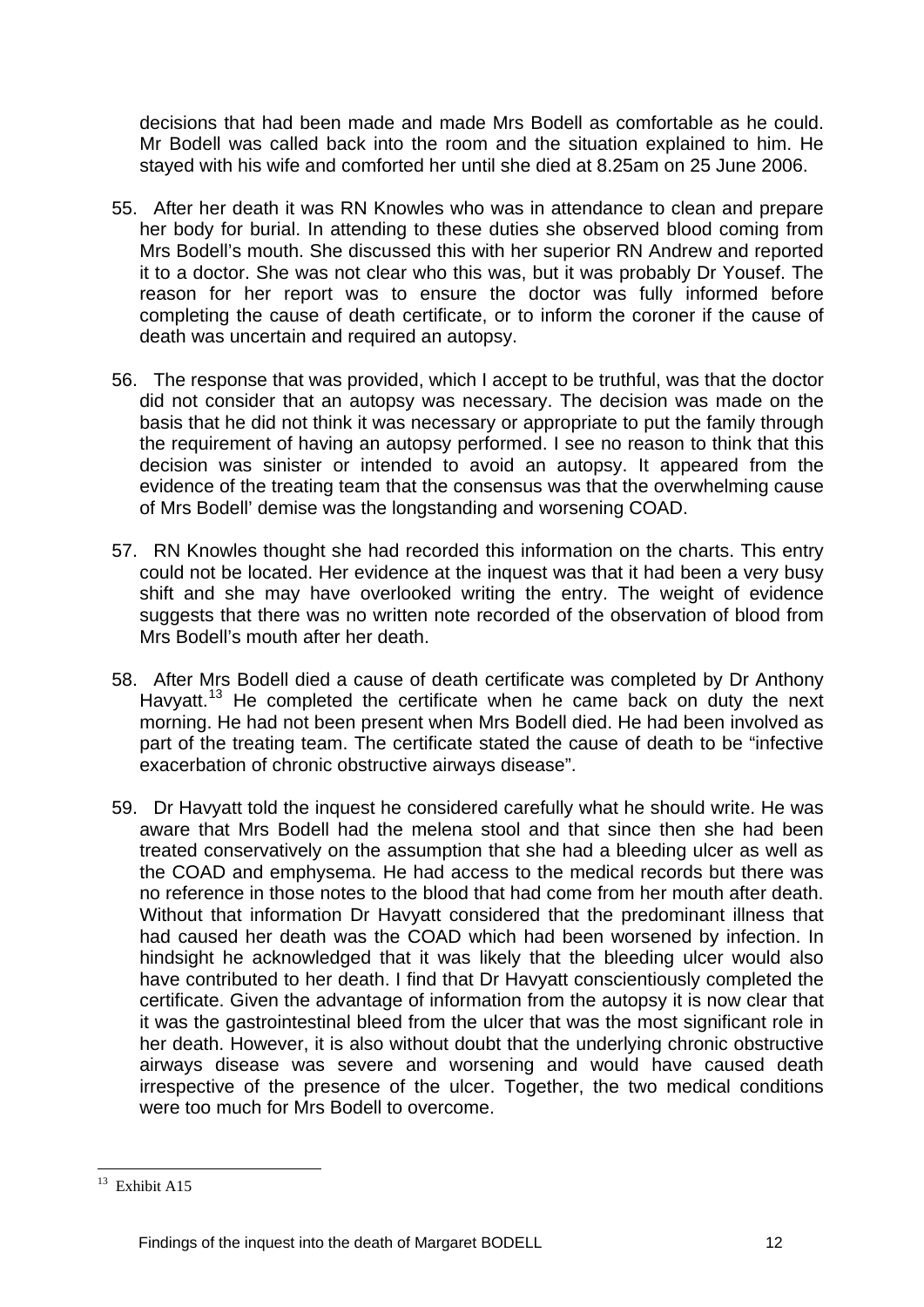decisions that had been made and made Mrs Bodell as comfortable as he could. Mr Bodell was called back into the room and the situation explained to him. He stayed with his wife and comforted her until she died at 8.25am on 25 June 2006.

55. After her death it was RN Knowles who was in attendance to clean and prepare her body for burial. In attending to these duties she observed blood coming from Mrs Bodell's mouth. She discussed this with her superior RN Andrew and reported it to a doctor. She was not clear who this was, but it was probably Dr Yousef. The reason for her report was to ensure the doctor was fully informed before completing the cause of death certificate, or to inform the coroner if the cause of death was uncertain and required an autopsy.

56. The response that was provided, which I accept to be truthful, was that the doctor did not consider that an autopsy was necessary. The decision was made on the basis that he did not think it was necessary or appropriate to put the family through the requirement of having an autopsy performed. I see no reason to think that this decision was sinister or intended to avoid an autopsy. It appeared from the evidence of the treating team that the consensus was that the overwhelming cause of Mrs Bodell' demise was the longstanding and worsening COAD.

57. RN Knowles thought she had recorded this information on the charts. This entry could not be located. Her evidence at the inquest was that it had been a very busy shift and she may have overlooked writing the entry. The weight of evidence suggests that there was no written note recorded of the observation of blood from Mrs Bodell's mouth after her death.

58. After Mrs Bodell died a cause of death certificate was completed by Dr Anthony Havyatt.[13] He completed the certificate when he came back on duty the next morning. He had not been present when Mrs Bodell died. He had been involved as part of the treating team. The certificate stated the cause of death to be "infective exacerbation of chronic obstructive airways disease".

59. Dr Havyatt told the inquest he considered carefully what he should write. He was aware that Mrs Bodell had the melena stool and that since then she had been treated conservatively on the assumption that she had a bleeding ulcer as well as the COAD and emphysema. He had access to the medical records but there was no reference in those notes to the blood that had come from her mouth after death. Without that information Dr Havyatt considered that the predominant illness that had caused her death was the COAD which had been worsened by infection. In hindsight he acknowledged that it was likely that the bleeding ulcer would also have contributed to her death. I find that Dr Havyatt conscientiously completed the certificate. Given the advantage of information from the autopsy it is now clear that it was the gastrointestinal bleed from the ulcer that was the most significant role in her death. However, it is also without doubt that the underlying chronic obstructive airways disease was severe and worsening and would have caused death irrespective of the presence of the ulcer. Together, the two medical conditions were too much for Mrs Bodell to overcome.

---

[13] Exhibit A15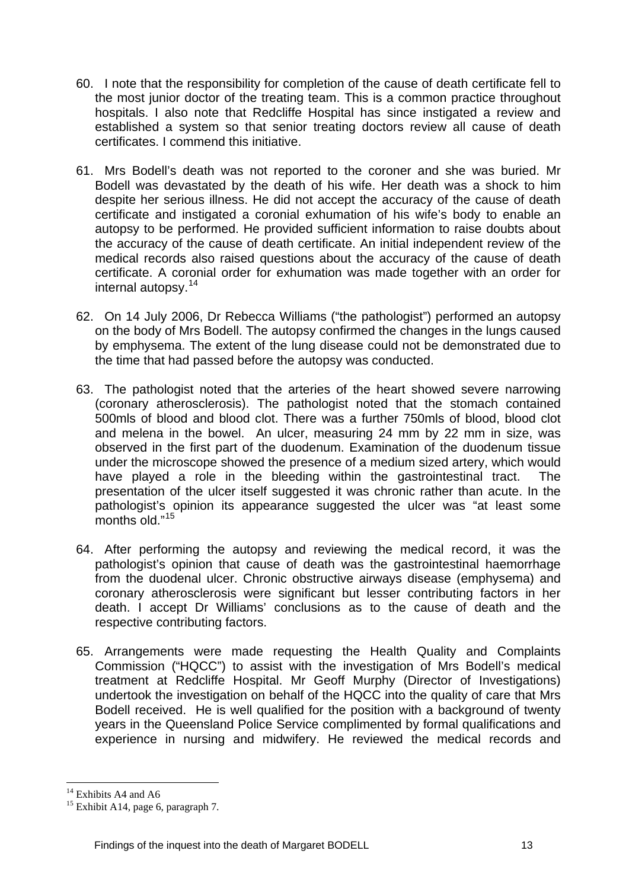60. I note that the responsibility for completion of the cause of death certificate fell to the most junior doctor of the treating team. This is a common practice throughout hospitals. I also note that Redcliffe Hospital has since instigated a review and established a system so that senior treating doctors review all cause of death certificates. I commend this initiative.

61. Mrs Bodell's death was not reported to the coroner and she was buried. Mr Bodell was devastated by the death of his wife. Her death was a shock to him despite her serious illness. He did not accept the accuracy of the cause of death certificate and instigated a coronial exhumation of his wife's body to enable an autopsy to be performed. He provided sufficient information to raise doubts about the accuracy of the cause of death certificate. An initial independent review of the medical records also raised questions about the accuracy of the cause of death certificate. A coronial order for exhumation was made together with an order for internal autopsy.[14]

62. On 14 July 2006, Dr Rebecca Williams ("the pathologist") performed an autopsy on the body of Mrs Bodell. The autopsy confirmed the changes in the lungs caused by emphysema. The extent of the lung disease could not be demonstrated due to the time that had passed before the autopsy was conducted.

63. The pathologist noted that the arteries of the heart showed severe narrowing (coronary atherosclerosis). The pathologist noted that the stomach contained 500mls of blood and blood clot. There was a further 750mls of blood, blood clot and melena in the bowel. An ulcer, measuring 24 mm by 22 mm in size, was observed in the first part of the duodenum. Examination of the duodenum tissue under the microscope showed the presence of a medium sized artery, which would have played a role in the bleeding within the gastrointestinal tract. The presentation of the ulcer itself suggested it was chronic rather than acute. In the pathologist's opinion its appearance suggested the ulcer was "at least some months old."[15]

64. After performing the autopsy and reviewing the medical record, it was the pathologist's opinion that cause of death was the gastrointestinal haemorrhage from the duodenal ulcer. Chronic obstructive airways disease (emphysema) and coronary atherosclerosis were significant but lesser contributing factors in her death. I accept Dr Williams' conclusions as to the cause of death and the respective contributing factors.

65. Arrangements were made requesting the Health Quality and Complaints Commission ("HQCC") to assist with the investigation of Mrs Bodell's medical treatment at Redcliffe Hospital. Mr Geoff Murphy (Director of Investigations) undertook the investigation on behalf of the HQCC into the quality of care that Mrs Bodell received. He is well qualified for the position with a background of twenty years in the Queensland Police Service complimented by formal qualifications and experience in nursing and midwifery. He reviewed the medical records and

---

[14] Exhibits A4 and A6

[15] Exhibit A14, page 6, paragraph 7.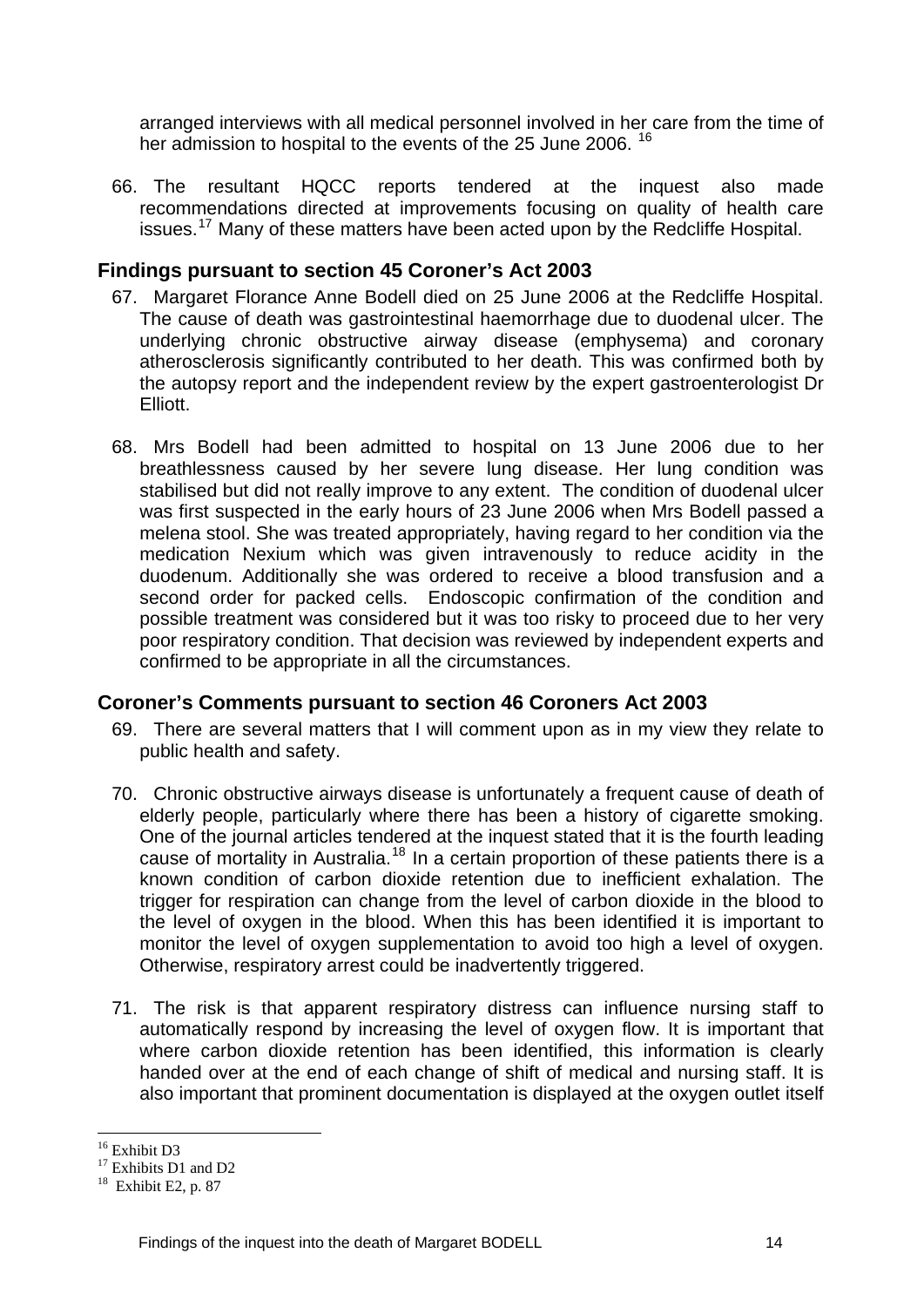arranged interviews with all medical personnel involved in her care from the time of her admission to hospital to the events of the 25 June 2006. [16]

66. The resultant HQCC reports tendered at the inquest also made recommendations directed at improvements focusing on quality of health care issues.[17] Many of these matters have been acted upon by the Redcliffe Hospital.

## Findings pursuant to section 45 Coroner's Act 2003

67. Margaret Florance Anne Bodell died on 25 June 2006 at the Redcliffe Hospital. The cause of death was gastrointestinal haemorrhage due to duodenal ulcer. The underlying chronic obstructive airway disease (emphysema) and coronary atherosclerosis significantly contributed to her death. This was confirmed both by the autopsy report and the independent review by the expert gastroenterologist Dr Elliott.

68. Mrs Bodell had been admitted to hospital on 13 June 2006 due to her breathlessness caused by her severe lung disease. Her lung condition was stabilised but did not really improve to any extent. The condition of duodenal ulcer was first suspected in the early hours of 23 June 2006 when Mrs Bodell passed a melena stool. She was treated appropriately, having regard to her condition via the medication Nexium which was given intravenously to reduce acidity in the duodenum. Additionally she was ordered to receive a blood transfusion and a second order for packed cells. Endoscopic confirmation of the condition and possible treatment was considered but it was too risky to proceed due to her very poor respiratory condition. That decision was reviewed by independent experts and confirmed to be appropriate in all the circumstances.

## Coroner's Comments pursuant to section 46 Coroners Act 2003

69. There are several matters that I will comment upon as in my view they relate to public health and safety.

70. Chronic obstructive airways disease is unfortunately a frequent cause of death of elderly people, particularly where there has been a history of cigarette smoking. One of the journal articles tendered at the inquest stated that it is the fourth leading cause of mortality in Australia.[18] In a certain proportion of these patients there is a known condition of carbon dioxide retention due to inefficient exhalation. The trigger for respiration can change from the level of carbon dioxide in the blood to the level of oxygen in the blood. When this has been identified it is important to monitor the level of oxygen supplementation to avoid too high a level of oxygen. Otherwise, respiratory arrest could be inadvertently triggered.

71. The risk is that apparent respiratory distress can influence nursing staff to automatically respond by increasing the level of oxygen flow. It is important that where carbon dioxide retention has been identified, this information is clearly handed over at the end of each change of shift of medical and nursing staff. It is also important that prominent documentation is displayed at the oxygen outlet itself

---

[16] Exhibit D3
[17] Exhibits D1 and D2
[18] Exhibit E2, p. 87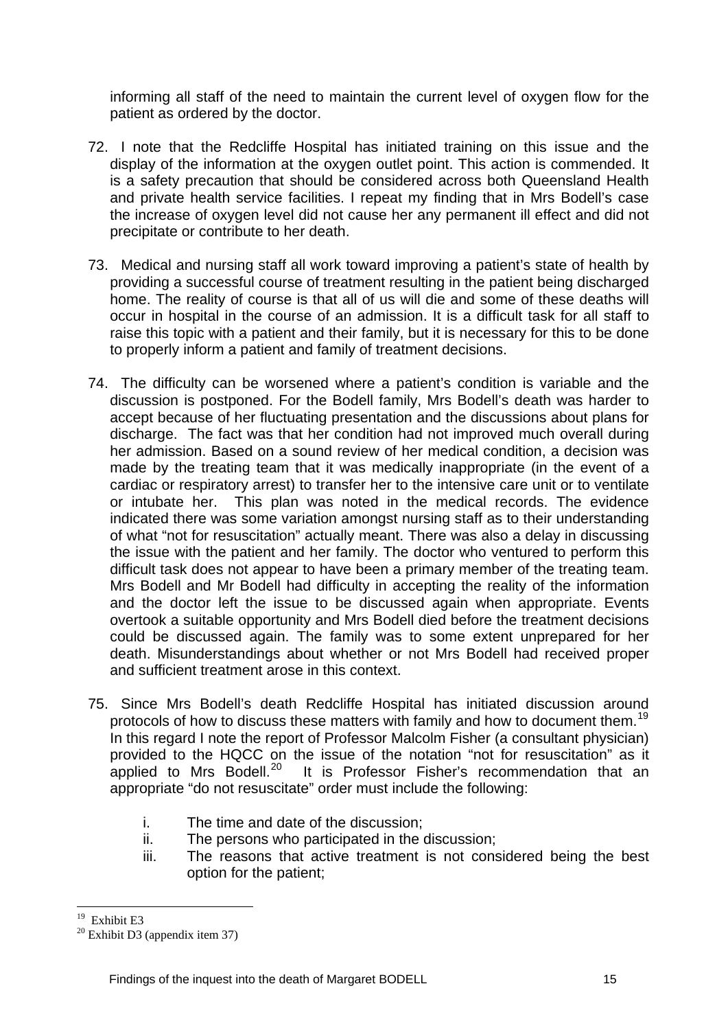informing all staff of the need to maintain the current level of oxygen flow for the patient as ordered by the doctor.

72. I note that the Redcliffe Hospital has initiated training on this issue and the display of the information at the oxygen outlet point. This action is commended. It is a safety precaution that should be considered across both Queensland Health and private health service facilities. I repeat my finding that in Mrs Bodell's case the increase of oxygen level did not cause her any permanent ill effect and did not precipitate or contribute to her death.

73. Medical and nursing staff all work toward improving a patient's state of health by providing a successful course of treatment resulting in the patient being discharged home. The reality of course is that all of us will die and some of these deaths will occur in hospital in the course of an admission. It is a difficult task for all staff to raise this topic with a patient and their family, but it is necessary for this to be done to properly inform a patient and family of treatment decisions.

74. The difficulty can be worsened where a patient's condition is variable and the discussion is postponed. For the Bodell family, Mrs Bodell's death was harder to accept because of her fluctuating presentation and the discussions about plans for discharge. The fact was that her condition had not improved much overall during her admission. Based on a sound review of her medical condition, a decision was made by the treating team that it was medically inappropriate (in the event of a cardiac or respiratory arrest) to transfer her to the intensive care unit or to ventilate or intubate her. This plan was noted in the medical records. The evidence indicated there was some variation amongst nursing staff as to their understanding of what "not for resuscitation" actually meant. There was also a delay in discussing the issue with the patient and her family. The doctor who ventured to perform this difficult task does not appear to have been a primary member of the treating team. Mrs Bodell and Mr Bodell had difficulty in accepting the reality of the information and the doctor left the issue to be discussed again when appropriate. Events overtook a suitable opportunity and Mrs Bodell died before the treatment decisions could be discussed again. The family was to some extent unprepared for her death. Misunderstandings about whether or not Mrs Bodell had received proper and sufficient treatment arose in this context.

75. Since Mrs Bodell's death Redcliffe Hospital has initiated discussion around protocols of how to discuss these matters with family and how to document them.[19] In this regard I note the report of Professor Malcolm Fisher (a consultant physician) provided to the HQCC on the issue of the notation "not for resuscitation" as it applied to Mrs Bodell.[20] It is Professor Fisher's recommendation that an appropriate "do not resuscitate" order must include the following:

    i. The time and date of the discussion;
    ii. The persons who participated in the discussion;
    iii. The reasons that active treatment is not considered being the best option for the patient;

---

[19] Exhibit E3
[20] Exhibit D3 (appendix item 37)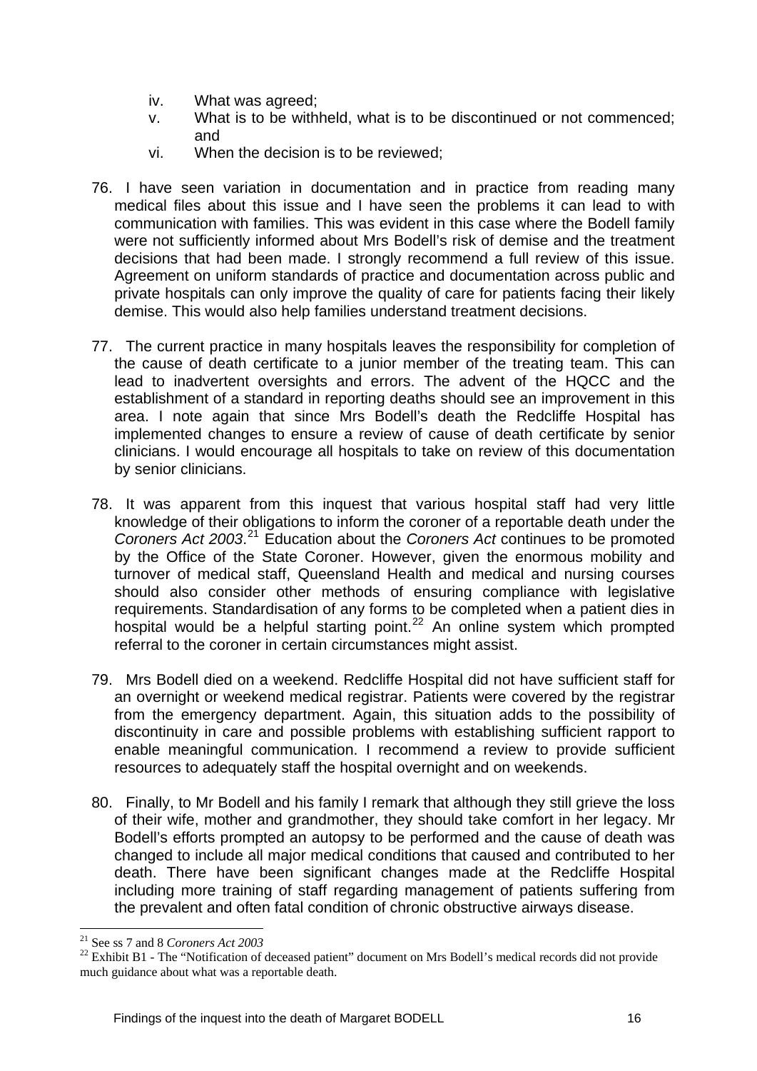iv. What was agreed;
v. What is to be withheld, what is to be discontinued or not commenced; and
vi. When the decision is to be reviewed;

76. I have seen variation in documentation and in practice from reading many medical files about this issue and I have seen the problems it can lead to with communication with families. This was evident in this case where the Bodell family were not sufficiently informed about Mrs Bodell's risk of demise and the treatment decisions that had been made. I strongly recommend a full review of this issue. Agreement on uniform standards of practice and documentation across public and private hospitals can only improve the quality of care for patients facing their likely demise. This would also help families understand treatment decisions.

77. The current practice in many hospitals leaves the responsibility for completion of the cause of death certificate to a junior member of the treating team. This can lead to inadvertent oversights and errors. The advent of the HQCC and the establishment of a standard in reporting deaths should see an improvement in this area. I note again that since Mrs Bodell's death the Redcliffe Hospital has implemented changes to ensure a review of cause of death certificate by senior clinicians. I would encourage all hospitals to take on review of this documentation by senior clinicians.

78. It was apparent from this inquest that various hospital staff had very little knowledge of their obligations to inform the coroner of a reportable death under the *Coroners Act 2003*.[21] Education about the *Coroners Act* continues to be promoted by the Office of the State Coroner. However, given the enormous mobility and turnover of medical staff, Queensland Health and medical and nursing courses should also consider other methods of ensuring compliance with legislative requirements. Standardisation of any forms to be completed when a patient dies in hospital would be a helpful starting point.[22] An online system which prompted referral to the coroner in certain circumstances might assist.

79. Mrs Bodell died on a weekend. Redcliffe Hospital did not have sufficient staff for an overnight or weekend medical registrar. Patients were covered by the registrar from the emergency department. Again, this situation adds to the possibility of discontinuity in care and possible problems with establishing sufficient rapport to enable meaningful communication. I recommend a review to provide sufficient resources to adequately staff the hospital overnight and on weekends.

80. Finally, to Mr Bodell and his family I remark that although they still grieve the loss of their wife, mother and grandmother, they should take comfort in her legacy. Mr Bodell's efforts prompted an autopsy to be performed and the cause of death was changed to include all major medical conditions that caused and contributed to her death. There have been significant changes made at the Redcliffe Hospital including more training of staff regarding management of patients suffering from the prevalent and often fatal condition of chronic obstructive airways disease.

---

[21] See ss 7 and 8 *Coroners Act 2003*

[22] Exhibit B1 - The "Notification of deceased patient" document on Mrs Bodell's medical records did not provide much guidance about what was a reportable death.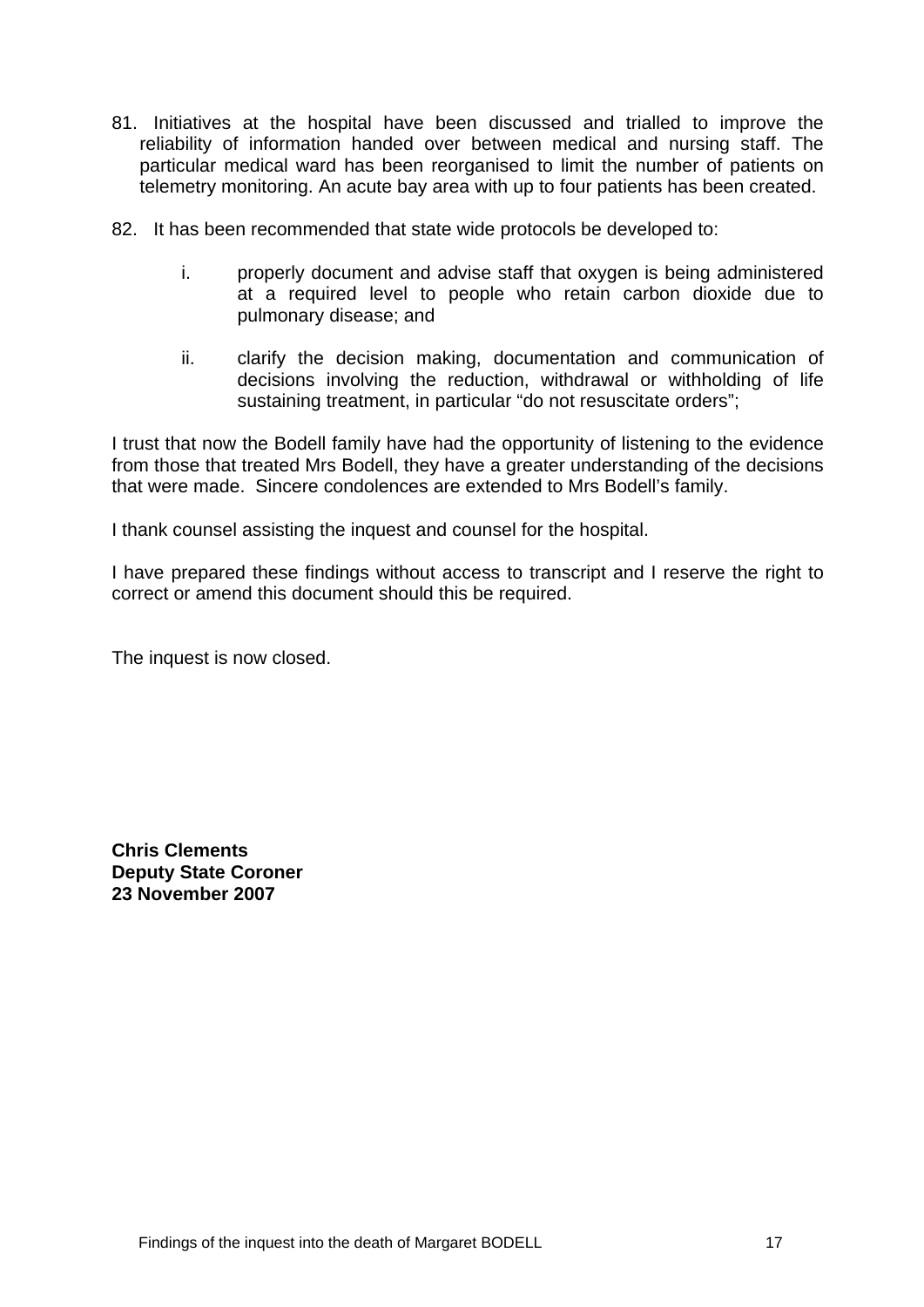81. Initiatives at the hospital have been discussed and trialled to improve the reliability of information handed over between medical and nursing staff. The particular medical ward has been reorganised to limit the number of patients on telemetry monitoring. An acute bay area with up to four patients has been created.

82. It has been recommended that state wide protocols be developed to:

    i. properly document and advise staff that oxygen is being administered at a required level to people who retain carbon dioxide due to pulmonary disease; and

    ii. clarify the decision making, documentation and communication of decisions involving the reduction, withdrawal or withholding of life sustaining treatment, in particular "do not resuscitate orders";

I trust that now the Bodell family have had the opportunity of listening to the evidence from those that treated Mrs Bodell, they have a greater understanding of the decisions that were made. Sincere condolences are extended to Mrs Bodell's family.

I thank counsel assisting the inquest and counsel for the hospital.

I have prepared these findings without access to transcript and I reserve the right to correct or amend this document should this be required.

The inquest is now closed.

**Chris Clements**
**Deputy State Coroner**
**23 November 2007**